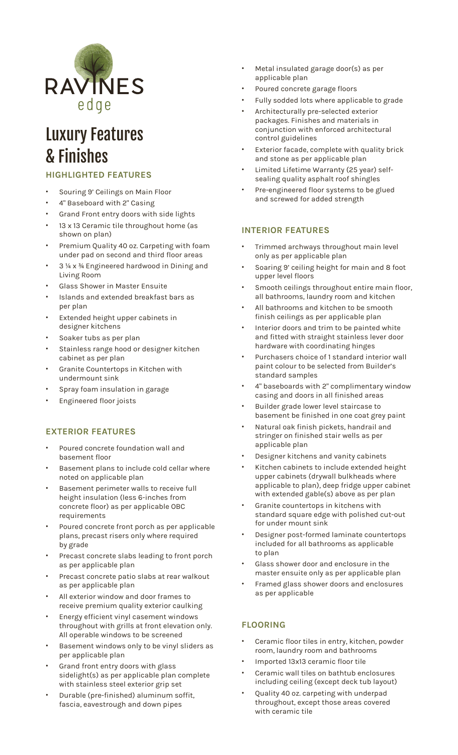RAVINES edge

# Luxury Features & Finishes

## HIGHLIGHTED FEATURES

- Souring 9' Ceilings on Main Floor
- 4" Baseboard with 2" Casing
- Grand Front entry doors with side lights
- 13 x 13 Ceramic tile throughout home (as shown on plan)
- Premium Quality 40 oz. Carpeting with foam under pad on second and third floor areas
- 3 ¼ x ¾ Engineered hardwood in Dining and Living Room
- Glass Shower in Master Ensuite
- Islands and extended breakfast bars as per plan
- Extended height upper cabinets in designer kitchens
- Soaker tubs as per plan
- Stainless range hood or designer kitchen cabinet as per plan
- Granite Countertops in Kitchen with undermount sink
- Spray foam insulation in garage
- Engineered floor joists

## EXTERIOR FEATURES

- Poured concrete foundation wall and basement floor
- Basement plans to include cold cellar where noted on applicable plan
- Basement perimeter walls to receive full height insulation (less 6-inches from concrete floor) as per applicable OBC requirements
- Poured concrete front porch as per applicable plans, precast risers only where required by grade
- Precast concrete slabs leading to front porch as per applicable plan
- Precast concrete patio slabs at rear walkout as per applicable plan
- All exterior window and door frames to receive premium quality exterior caulking
- Energy efficient vinyl casement windows throughout with grills at front elevation only. All operable windows to be screened
- Basement windows only to be vinyl sliders as per applicable plan
- Grand front entry doors with glass sidelight(s) as per applicable plan complete with stainless steel exterior grip set
- Durable (pre-finished) aluminum soffit, fascia, eavestrough and down pipes
- Metal insulated garage door(s) as per applicable plan
- Poured concrete garage floors
- Fully sodded lots where applicable to grade
- Architecturally pre-selected exterior packages. Finishes and materials in conjunction with enforced architectural control guidelines
- Exterior facade, complete with quality brick and stone as per applicable plan
- Limited Lifetime Warranty (25 year) self-sealing quality asphalt roof shingles
- Pre-engineered floor systems to be glued and screwed for added strength

## INTERIOR FEATURES

- Trimmed archways throughout main level only as per applicable plan
- Soaring 9' ceiling height for main and 8 foot upper level floors
- Smooth ceilings throughout entire main floor, all bathrooms, laundry room and kitchen
- All bathrooms and kitchen to be smooth finish ceilings as per applicable plan
- Interior doors and trim to be painted white and fitted with straight stainless lever door hardware with coordinating hinges
- Purchasers choice of 1 standard interior wall paint colour to be selected from Builder's standard samples
- 4" baseboards with 2" complimentary window casing and doors in all finished areas
- Builder grade lower level staircase to basement be finished in one coat grey paint
- Natural oak finish pickets, handrail and stringer on finished stair wells as per applicable plan
- Designer kitchens and vanity cabinets
- Kitchen cabinets to include extended height upper cabinets (drywall bulkheads where applicable to plan), deep fridge upper cabinet with extended gable(s) above as per plan
- Granite countertops in kitchens with standard square edge with polished cut-out for under mount sink
- Designer post-formed laminate countertops included for all bathrooms as applicable to plan
- Glass shower door and enclosure in the master ensuite only as per applicable plan
- Framed glass shower doors and enclosures as per applicable

## FLOORING

- Ceramic floor tiles in entry, kitchen, powder room, laundry room and bathrooms
- Imported 13x13 ceramic floor tile
- Ceramic wall tiles on bathtub enclosures including ceiling (except deck tub layout)
- Quality 40 oz. carpeting with underpad throughout, except those areas covered with ceramic tile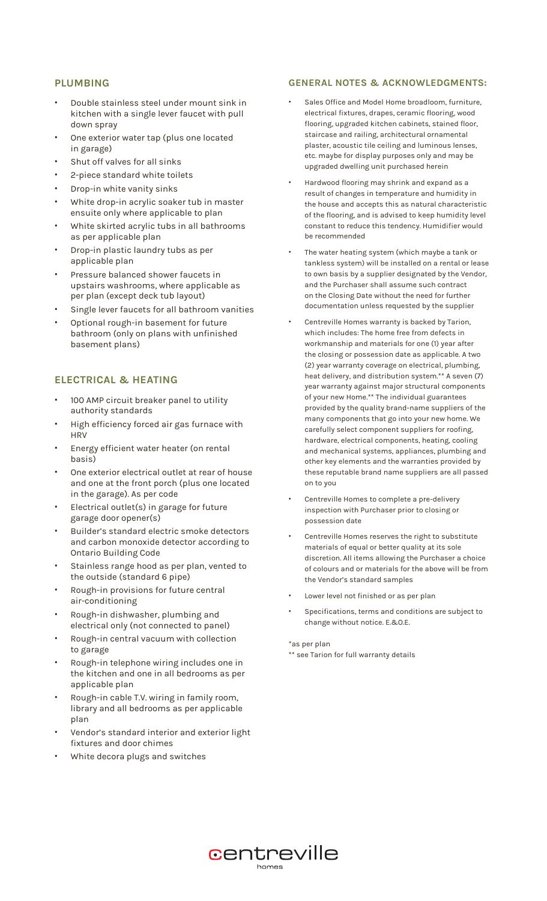## PLUMBING

- Double stainless steel under mount sink in kitchen with a single lever faucet with pull down spray
- One exterior water tap (plus one located in garage)
- Shut off valves for all sinks
- 2-piece standard white toilets
- Drop-in white vanity sinks
- White drop-in acrylic soaker tub in master ensuite only where applicable to plan
- White skirted acrylic tubs in all bathrooms as per applicable plan
- Drop-in plastic laundry tubs as per applicable plan
- Pressure balanced shower faucets in upstairs washrooms, where applicable as per plan (except deck tub layout)
- Single lever faucets for all bathroom vanities
- Optional rough-in basement for future bathroom (only on plans with unfinished basement plans)

## ELECTRICAL & HEATING

- 100 AMP circuit breaker panel to utility authority standards
- High efficiency forced air gas furnace with HRV
- Energy efficient water heater (on rental basis)
- One exterior electrical outlet at rear of house and one at the front porch (plus one located in the garage). As per code
- Electrical outlet(s) in garage for future garage door opener(s)
- Builder's standard electric smoke detectors and carbon monoxide detector according to Ontario Building Code
- Stainless range hood as per plan, vented to the outside (standard 6 pipe)
- Rough-in provisions for future central air-conditioning
- Rough-in dishwasher, plumbing and electrical only (not connected to panel)
- Rough-in central vacuum with collection to garage
- Rough-in telephone wiring includes one in the kitchen and one in all bedrooms as per applicable plan
- Rough-in cable T.V. wiring in family room, library and all bedrooms as per applicable plan
- Vendor's standard interior and exterior light fixtures and door chimes
- White decora plugs and switches

## GENERAL NOTES & ACKNOWLEDGMENTS:

- Sales Office and Model Home broadloom, furniture, electrical fixtures, drapes, ceramic flooring, wood flooring, upgraded kitchen cabinets, stained floor, staircase and railing, architectural ornamental plaster, acoustic tile ceiling and luminous lenses, etc. maybe for display purposes only and may be upgraded dwelling unit purchased herein
- Hardwood flooring may shrink and expand as a result of changes in temperature and humidity in the house and accepts this as natural characteristic of the flooring, and is advised to keep humidity level constant to reduce this tendency. Humidifier would be recommended
- The water heating system (which maybe a tank or tankless system) will be installed on a rental or lease to own basis by a supplier designated by the Vendor, and the Purchaser shall assume such contract on the Closing Date without the need for further documentation unless requested by the supplier
- Centreville Homes warranty is backed by Tarion, which includes: The home free from defects in workmanship and materials for one (1) year after the closing or possession date as applicable. A two (2) year warranty coverage on electrical, plumbing, heat delivery, and distribution system.** A seven (7) year warranty against major structural components of your new Home.** The individual guarantees provided by the quality brand-name suppliers of the many components that go into your new home. We carefully select component suppliers for roofing, hardware, electrical components, heating, cooling and mechanical systems, appliances, plumbing and other key elements and the warranties provided by these reputable brand name suppliers are all passed on to you
- Centreville Homes to complete a pre-delivery inspection with Purchaser prior to closing or possession date
- Centreville Homes reserves the right to substitute materials of equal or better quality at its sole discretion. All items allowing the Purchaser a choice of colours and or materials for the above will be from the Vendor's standard samples
- Lower level not finished or as per plan
- Specifications, terms and conditions are subject to change without notice. E.&O.E.

*as per plan

** see Tarion for full warranty details

centreville homes